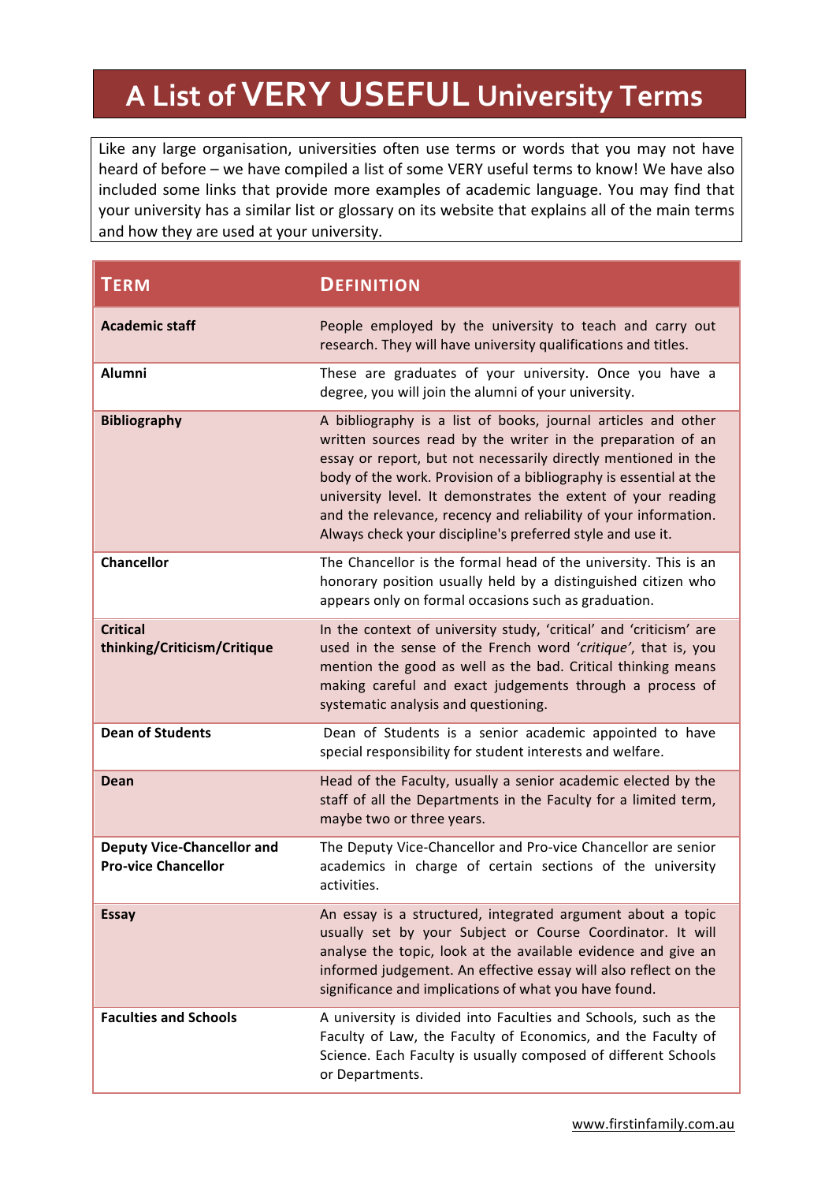# A List of VERY USEFUL University Terms

Like any large organisation, universities often use terms or words that you may not have heard of before – we have compiled a list of some VERY useful terms to know! We have also included some links that provide more examples of academic language. You may find that your university has a similar list or glossary on its website that explains all of the main terms and how they are used at your university.

| TERM | DEFINITION |
|---|---|
| **Academic staff** | People employed by the university to teach and carry out research. They will have university qualifications and titles. |
| **Alumni** | These are graduates of your university. Once you have a degree, you will join the alumni of your university. |
| **Bibliography** | A bibliography is a list of books, journal articles and other written sources read by the writer in the preparation of an essay or report, but not necessarily directly mentioned in the body of the work. Provision of a bibliography is essential at the university level. It demonstrates the extent of your reading and the relevance, recency and reliability of your information. Always check your discipline's preferred style and use it. |
| **Chancellor** | The Chancellor is the formal head of the university. This is an honorary position usually held by a distinguished citizen who appears only on formal occasions such as graduation. |
| **Critical thinking/Criticism/Critique** | In the context of university study, 'critical' and 'criticism' are used in the sense of the French word '*critique*', that is, you mention the good as well as the bad. Critical thinking means making careful and exact judgements through a process of systematic analysis and questioning. |
| **Dean of Students** | Dean of Students is a senior academic appointed to have special responsibility for student interests and welfare. |
| **Dean** | Head of the Faculty, usually a senior academic elected by the staff of all the Departments in the Faculty for a limited term, maybe two or three years. |
| **Deputy Vice-Chancellor and Pro-vice Chancellor** | The Deputy Vice-Chancellor and Pro-vice Chancellor are senior academics in charge of certain sections of the university activities. |
| **Essay** | An essay is a structured, integrated argument about a topic usually set by your Subject or Course Coordinator. It will analyse the topic, look at the available evidence and give an informed judgement. An effective essay will also reflect on the significance and implications of what you have found. |
| **Faculties and Schools** | A university is divided into Faculties and Schools, such as the Faculty of Law, the Faculty of Economics, and the Faculty of Science. Each Faculty is usually composed of different Schools or Departments. |

www.firstinfamily.com.au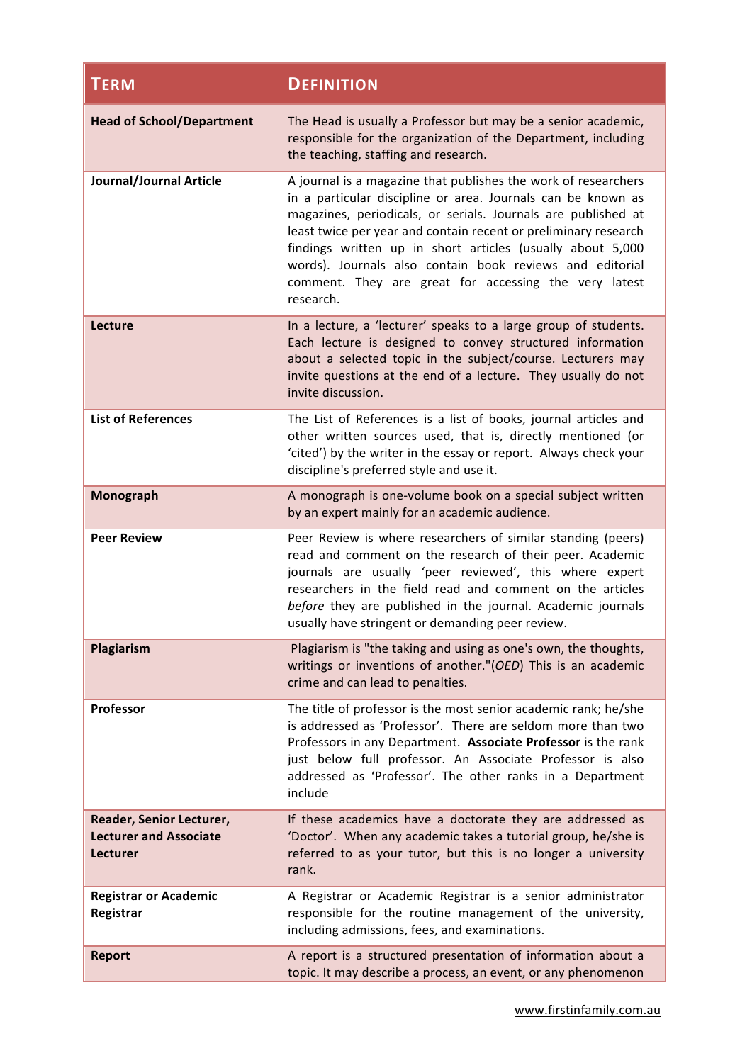| Term | Definition |
|---|---|
| **Head of School/Department** | The Head is usually a Professor but may be a senior academic, responsible for the organization of the Department, including the teaching, staffing and research. |
| **Journal/Journal Article** | A journal is a magazine that publishes the work of researchers in a particular discipline or area. Journals can be known as magazines, periodicals, or serials. Journals are published at least twice per year and contain recent or preliminary research findings written up in short articles (usually about 5,000 words). Journals also contain book reviews and editorial comment. They are great for accessing the very latest research. |
| **Lecture** | In a lecture, a 'lecturer' speaks to a large group of students. Each lecture is designed to convey structured information about a selected topic in the subject/course. Lecturers may invite questions at the end of a lecture. They usually do not invite discussion. |
| **List of References** | The List of References is a list of books, journal articles and other written sources used, that is, directly mentioned (or 'cited') by the writer in the essay or report. Always check your discipline's preferred style and use it. |
| **Monograph** | A monograph is one-volume book on a special subject written by an expert mainly for an academic audience. |
| **Peer Review** | Peer Review is where researchers of similar standing (peers) read and comment on the research of their peer. Academic journals are usually 'peer reviewed', this where expert researchers in the field read and comment on the articles *before* they are published in the journal. Academic journals usually have stringent or demanding peer review. |
| **Plagiarism** | Plagiarism is "the taking and using as one's own, the thoughts, writings or inventions of another."(*OED*) This is an academic crime and can lead to penalties. |
| **Professor** | The title of professor is the most senior academic rank; he/she is addressed as 'Professor'. There are seldom more than two Professors in any Department. **Associate Professor** is the rank just below full professor. An Associate Professor is also addressed as 'Professor'. The other ranks in a Department include |
| **Reader, Senior Lecturer, Lecturer and Associate Lecturer** | If these academics have a doctorate they are addressed as 'Doctor'. When any academic takes a tutorial group, he/she is referred to as your tutor, but this is no longer a university rank. |
| **Registrar or Academic Registrar** | A Registrar or Academic Registrar is a senior administrator responsible for the routine management of the university, including admissions, fees, and examinations. |
| **Report** | A report is a structured presentation of information about a topic. It may describe a process, an event, or any phenomenon |

www.firstinfamily.com.au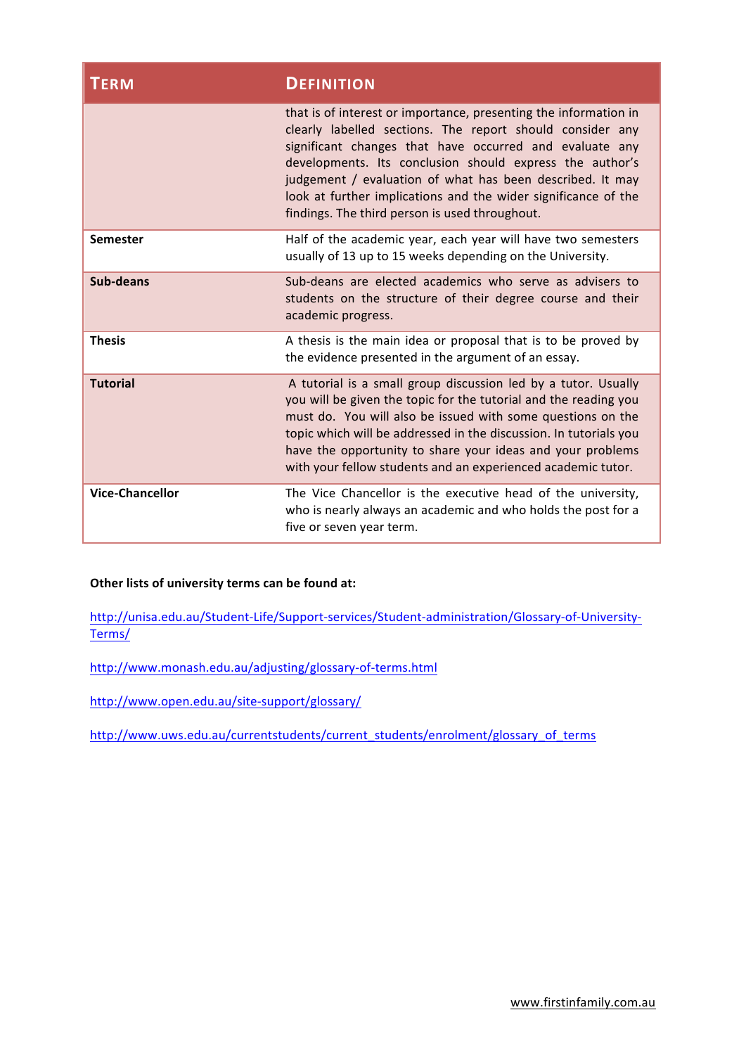| TERM | DEFINITION |
|---|---|
| | that is of interest or importance, presenting the information in clearly labelled sections. The report should consider any significant changes that have occurred and evaluate any developments. Its conclusion should express the author's judgement / evaluation of what has been described. It may look at further implications and the wider significance of the findings. The third person is used throughout. |
| **Semester** | Half of the academic year, each year will have two semesters usually of 13 up to 15 weeks depending on the University. |
| **Sub-deans** | Sub-deans are elected academics who serve as advisers to students on the structure of their degree course and their academic progress. |
| **Thesis** | A thesis is the main idea or proposal that is to be proved by the evidence presented in the argument of an essay. |
| **Tutorial** | A tutorial is a small group discussion led by a tutor. Usually you will be given the topic for the tutorial and the reading you must do. You will also be issued with some questions on the topic which will be addressed in the discussion. In tutorials you have the opportunity to share your ideas and your problems with your fellow students and an experienced academic tutor. |
| **Vice-Chancellor** | The Vice Chancellor is the executive head of the university, who is nearly always an academic and who holds the post for a five or seven year term. |

**Other lists of university terms can be found at:**

http://unisa.edu.au/Student-Life/Support-services/Student-administration/Glossary-of-University-Terms/

http://www.monash.edu.au/adjusting/glossary-of-terms.html

http://www.open.edu.au/site-support/glossary/

http://www.uws.edu.au/currentstudents/current_students/enrolment/glossary_of_terms